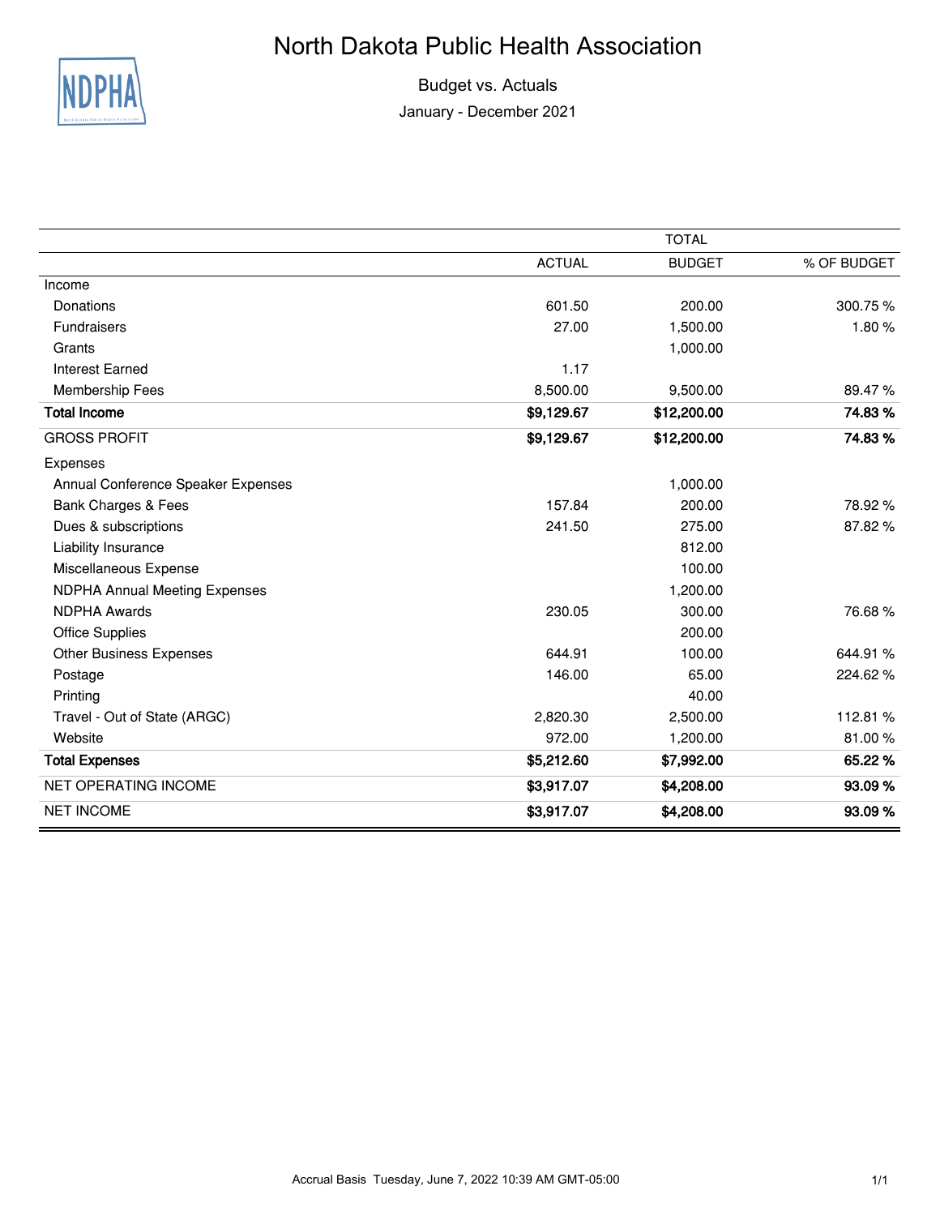# North Dakota Public Health Association

Budget vs. Actuals

January - December 2021

| | TOTAL | | |
|---|---|---|---|
| | ACTUAL | BUDGET | % OF BUDGET |
| Income | | | |
| Donations | 601.50 | 200.00 | 300.75 % |
| Fundraisers | 27.00 | 1,500.00 | 1.80 % |
| Grants | | 1,000.00 | |
| Interest Earned | 1.17 | | |
| Membership Fees | 8,500.00 | 9,500.00 | 89.47 % |
| **Total Income** | **$9,129.67** | **$12,200.00** | **74.83 %** |
| GROSS PROFIT | **$9,129.67** | **$12,200.00** | **74.83 %** |
| Expenses | | | |
| Annual Conference Speaker Expenses | | 1,000.00 | |
| Bank Charges & Fees | 157.84 | 200.00 | 78.92 % |
| Dues & subscriptions | 241.50 | 275.00 | 87.82 % |
| Liability Insurance | | 812.00 | |
| Miscellaneous Expense | | 100.00 | |
| NDPHA Annual Meeting Expenses | | 1,200.00 | |
| NDPHA Awards | 230.05 | 300.00 | 76.68 % |
| Office Supplies | | 200.00 | |
| Other Business Expenses | 644.91 | 100.00 | 644.91 % |
| Postage | 146.00 | 65.00 | 224.62 % |
| Printing | | 40.00 | |
| Travel - Out of State (ARGC) | 2,820.30 | 2,500.00 | 112.81 % |
| Website | 972.00 | 1,200.00 | 81.00 % |
| **Total Expenses** | **$5,212.60** | **$7,992.00** | **65.22 %** |
| NET OPERATING INCOME | **$3,917.07** | **$4,208.00** | **93.09 %** |
| NET INCOME | **$3,917.07** | **$4,208.00** | **93.09 %** |

Accrual Basis Tuesday, June 7, 2022 10:39 AM GMT-05:00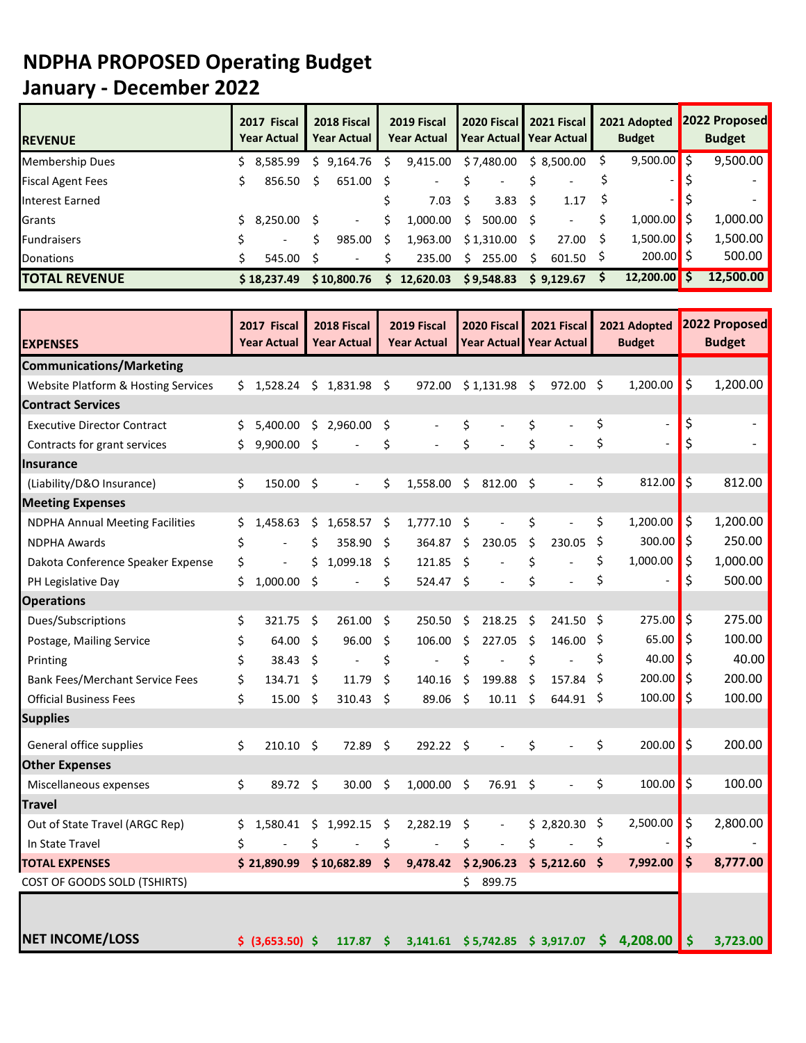# NDPHA PROPOSED Operating Budget
## January - December 2022

| REVENUE | 2017 Fiscal Year Actual | 2018 Fiscal Year Actual | 2019 Fiscal Year Actual | 2020 Fiscal Year Actual | 2021 Fiscal Year Actual | 2021 Adopted Budget | 2022 Proposed Budget |
|---|---|---|---|---|---|---|---|
| Membership Dues | $ 8,585.99 | $ 9,164.76 | $ 9,415.00 | $ 7,480.00 | $ 8,500.00 | $ 9,500.00 | $ 9,500.00 |
| Fiscal Agent Fees | $ 856.50 | $ 651.00 | $ - | $ - | $ - | $ - | $ - |
| Interest Earned | | | $ 7.03 | $ 3.83 | $ 1.17 | $ - | $ - |
| Grants | $ 8,250.00 | $ - | $ 1,000.00 | $ 500.00 | $ - | $ 1,000.00 | $ 1,000.00 |
| Fundraisers | $ - | $ 985.00 | $ 1,963.00 | $ 1,310.00 | $ 27.00 | $ 1,500.00 | $ 1,500.00 |
| Donations | $ 545.00 | $ - | $ 235.00 | $ 255.00 | $ 601.50 | $ 200.00 | $ 500.00 |
| **TOTAL REVENUE** | **$ 18,237.49** | **$ 10,800.76** | **$ 12,620.03** | **$ 9,548.83** | **$ 9,129.67** | **$ 12,200.00** | **$ 12,500.00** |

| EXPENSES | 2017 Fiscal Year Actual | 2018 Fiscal Year Actual | 2019 Fiscal Year Actual | 2020 Fiscal Year Actual | 2021 Fiscal Year Actual | 2021 Adopted Budget | 2022 Proposed Budget |
|---|---|---|---|---|---|---|---|
| **Communications/Marketing** | | | | | | | |
| Website Platform & Hosting Services | $ 1,528.24 | $ 1,831.98 | $ 972.00 | $ 1,131.98 | $ 972.00 | $ 1,200.00 | $ 1,200.00 |
| **Contract Services** | | | | | | | |
| Executive Director Contract | $ 5,400.00 | $ 2,960.00 | $ - | $ - | $ - | $ - | $ - |
| Contracts for grant services | $ 9,900.00 | $ - | $ - | $ - | $ - | $ - | $ - |
| **Insurance** | | | | | | | |
| (Liability/D&O Insurance) | $ 150.00 | $ - | $ 1,558.00 | $ 812.00 | $ - | $ 812.00 | $ 812.00 |
| **Meeting Expenses** | | | | | | | |
| NDPHA Annual Meeting Facilities | $ 1,458.63 | $ 1,658.57 | $ 1,777.10 | $ - | $ - | $ 1,200.00 | $ 1,200.00 |
| NDPHA Awards | $ - | $ 358.90 | $ 364.87 | $ 230.05 | $ 230.05 | $ 300.00 | $ 250.00 |
| Dakota Conference Speaker Expense | $ - | $ 1,099.18 | $ 121.85 | $ - | $ - | $ 1,000.00 | $ 1,000.00 |
| PH Legislative Day | $ 1,000.00 | $ - | $ 524.47 | $ - | $ - | $ - | $ 500.00 |
| **Operations** | | | | | | | |
| Dues/Subscriptions | $ 321.75 | $ 261.00 | $ 250.50 | $ 218.25 | $ 241.50 | $ 275.00 | $ 275.00 |
| Postage, Mailing Service | $ 64.00 | $ 96.00 | $ 106.00 | $ 227.05 | $ 146.00 | $ 65.00 | $ 100.00 |
| Printing | $ 38.43 | $ - | $ - | $ - | $ - | $ 40.00 | $ 40.00 |
| Bank Fees/Merchant Service Fees | $ 134.71 | $ 11.79 | $ 140.16 | $ 199.88 | $ 157.84 | $ 200.00 | $ 200.00 |
| Official Business Fees | $ 15.00 | $ 310.43 | $ 89.06 | $ 10.11 | $ 644.91 | $ 100.00 | $ 100.00 |
| **Supplies** | | | | | | | |
| General office supplies | $ 210.10 | $ 72.89 | $ 292.22 | $ - | $ - | $ 200.00 | $ 200.00 |
| **Other Expenses** | | | | | | | |
| Miscellaneous expenses | $ 89.72 | $ 30.00 | $ 1,000.00 | $ 76.91 | $ - | $ 100.00 | $ 100.00 |
| **Travel** | | | | | | | |
| Out of State Travel (ARGC Rep) | $ 1,580.41 | $ 1,992.15 | $ 2,282.19 | $ - | $ 2,820.30 | $ 2,500.00 | $ 2,800.00 |
| In State Travel | $ - | $ - | $ - | $ - | $ - | $ - | $ - |
| **TOTAL EXPENSES** | **$ 21,890.99** | **$ 10,682.89** | **$ 9,478.42** | **$ 2,906.23** | **$ 5,212.60** | **$ 7,992.00** | **$ 8,777.00** |
| COST OF GOODS SOLD (TSHIRTS) | | | | $ 899.75 | | | |
| **NET INCOME/LOSS** | **$ (3,653.50)** | **$ 117.87** | **$ 3,141.61** | **$ 5,742.85** | **$ 3,917.07** | **$ 4,208.00** | **$ 3,723.00** |